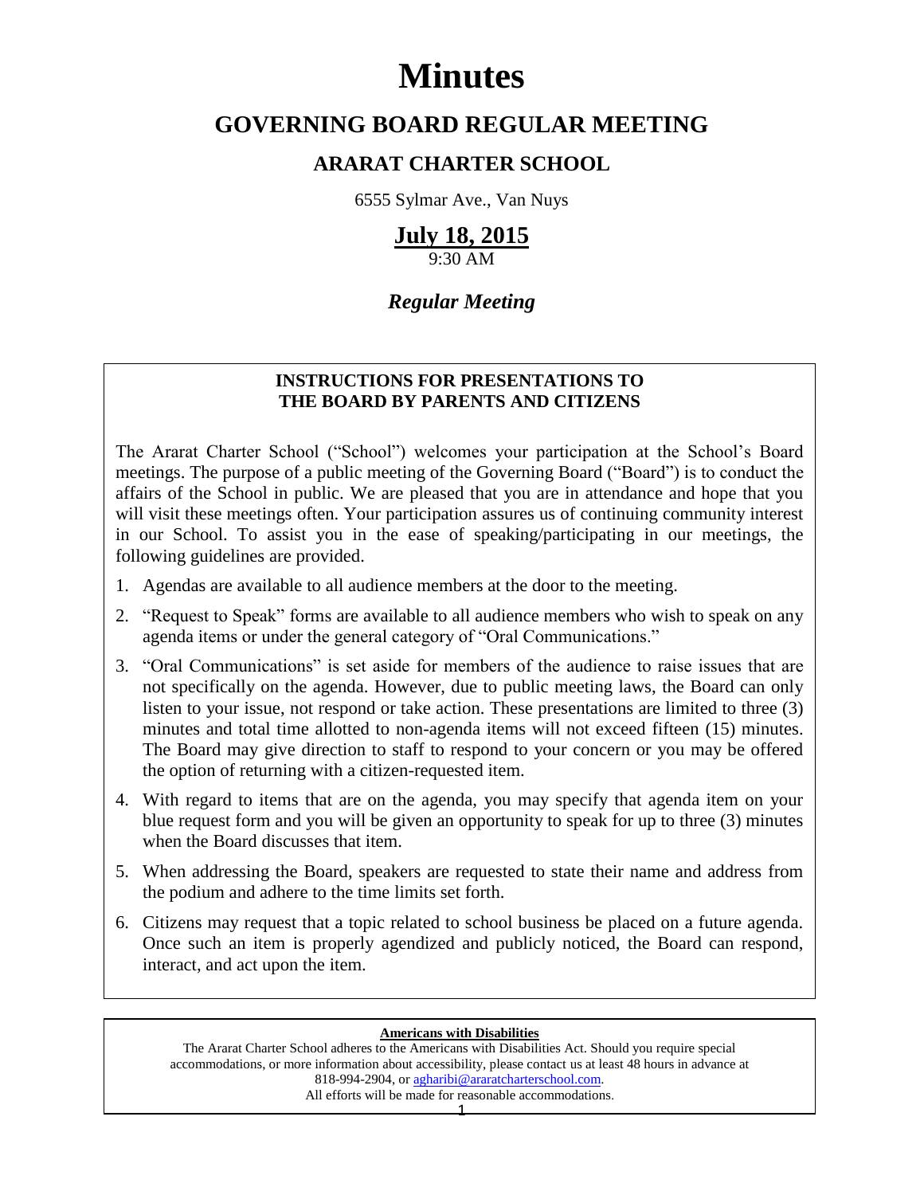# Minutes

## GOVERNING BOARD REGULAR MEETING

### ARARAT CHARTER SCHOOL

6555 Sylmar Ave., Van Nuys

**July 18, 2015**

9:30 AM

***Regular Meeting***

**INSTRUCTIONS FOR PRESENTATIONS TO THE BOARD BY PARENTS AND CITIZENS**

The Ararat Charter School ("School") welcomes your participation at the School's Board meetings. The purpose of a public meeting of the Governing Board ("Board") is to conduct the affairs of the School in public. We are pleased that you are in attendance and hope that you will visit these meetings often. Your participation assures us of continuing community interest in our School. To assist you in the ease of speaking/participating in our meetings, the following guidelines are provided.

1. Agendas are available to all audience members at the door to the meeting.
2. "Request to Speak" forms are available to all audience members who wish to speak on any agenda items or under the general category of "Oral Communications."
3. "Oral Communications" is set aside for members of the audience to raise issues that are not specifically on the agenda. However, due to public meeting laws, the Board can only listen to your issue, not respond or take action. These presentations are limited to three (3) minutes and total time allotted to non-agenda items will not exceed fifteen (15) minutes. The Board may give direction to staff to respond to your concern or you may be offered the option of returning with a citizen-requested item.
4. With regard to items that are on the agenda, you may specify that agenda item on your blue request form and you will be given an opportunity to speak for up to three (3) minutes when the Board discusses that item.
5. When addressing the Board, speakers are requested to state their name and address from the podium and adhere to the time limits set forth.
6. Citizens may request that a topic related to school business be placed on a future agenda. Once such an item is properly agendized and publicly noticed, the Board can respond, interact, and act upon the item.

**Americans with Disabilities**

The Ararat Charter School adheres to the Americans with Disabilities Act. Should you require special accommodations, or more information about accessibility, please contact us at least 48 hours in advance at 818-994-2904, or agharibi@araratcharterschool.com.
All efforts will be made for reasonable accommodations.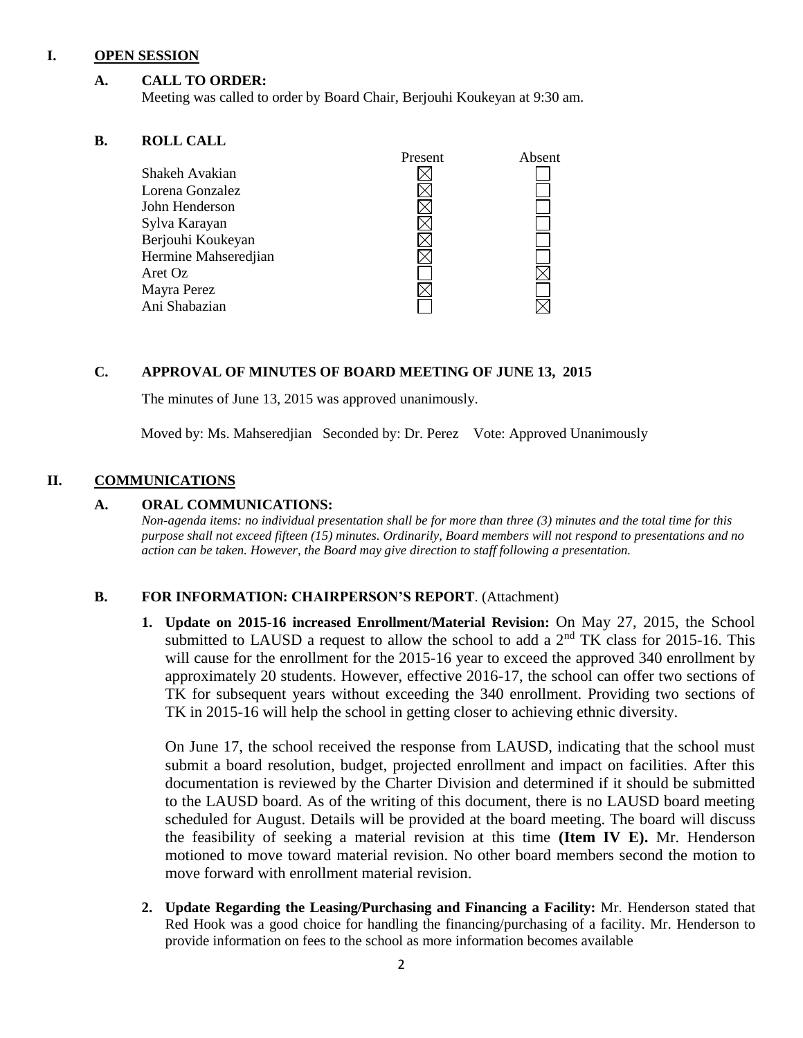# I. OPEN SESSION

## A. CALL TO ORDER:

Meeting was called to order by Board Chair, Berjouhi Koukeyan at 9:30 am.

## B. ROLL CALL

| | Present | Absent |
|---|---|---|
| Shakeh Avakian | ☒ | ☐ |
| Lorena Gonzalez | ☒ | ☐ |
| John Henderson | ☒ | ☐ |
| Sylva Karayan | ☒ | ☐ |
| Berjouhi Koukeyan | ☒ | ☐ |
| Hermine Mahseredjian | ☒ | ☐ |
| Aret Oz | ☐ | ☒ |
| Mayra Perez | ☒ | ☐ |
| Ani Shabazian | ☐ | ☒ |

## C. APPROVAL OF MINUTES OF BOARD MEETING OF JUNE 13, 2015

The minutes of June 13, 2015 was approved unanimously.

Moved by: Ms. Mahseredjian Seconded by: Dr. Perez Vote: Approved Unanimously

# II. COMMUNICATIONS

## A. ORAL COMMUNICATIONS:

*Non-agenda items: no individual presentation shall be for more than three (3) minutes and the total time for this purpose shall not exceed fifteen (15) minutes. Ordinarily, Board members will not respond to presentations and no action can be taken. However, the Board may give direction to staff following a presentation.*

## B. FOR INFORMATION: CHAIRPERSON'S REPORT. (Attachment)

1. **Update on 2015-16 increased Enrollment/Material Revision:** On May 27, 2015, the School submitted to LAUSD a request to allow the school to add a 2nd TK class for 2015-16. This will cause for the enrollment for the 2015-16 year to exceed the approved 340 enrollment by approximately 20 students. However, effective 2016-17, the school can offer two sections of TK for subsequent years without exceeding the 340 enrollment. Providing two sections of TK in 2015-16 will help the school in getting closer to achieving ethnic diversity.

   On June 17, the school received the response from LAUSD, indicating that the school must submit a board resolution, budget, projected enrollment and impact on facilities. After this documentation is reviewed by the Charter Division and determined if it should be submitted to the LAUSD board. As of the writing of this document, there is no LAUSD board meeting scheduled for August. Details will be provided at the board meeting. The board will discuss the feasibility of seeking a material revision at this time **(Item IV E).** Mr. Henderson motioned to move toward material revision. No other board members second the motion to move forward with enrollment material revision.

2. **Update Regarding the Leasing/Purchasing and Financing a Facility:** Mr. Henderson stated that Red Hook was a good choice for handling the financing/purchasing of a facility. Mr. Henderson to provide information on fees to the school as more information becomes available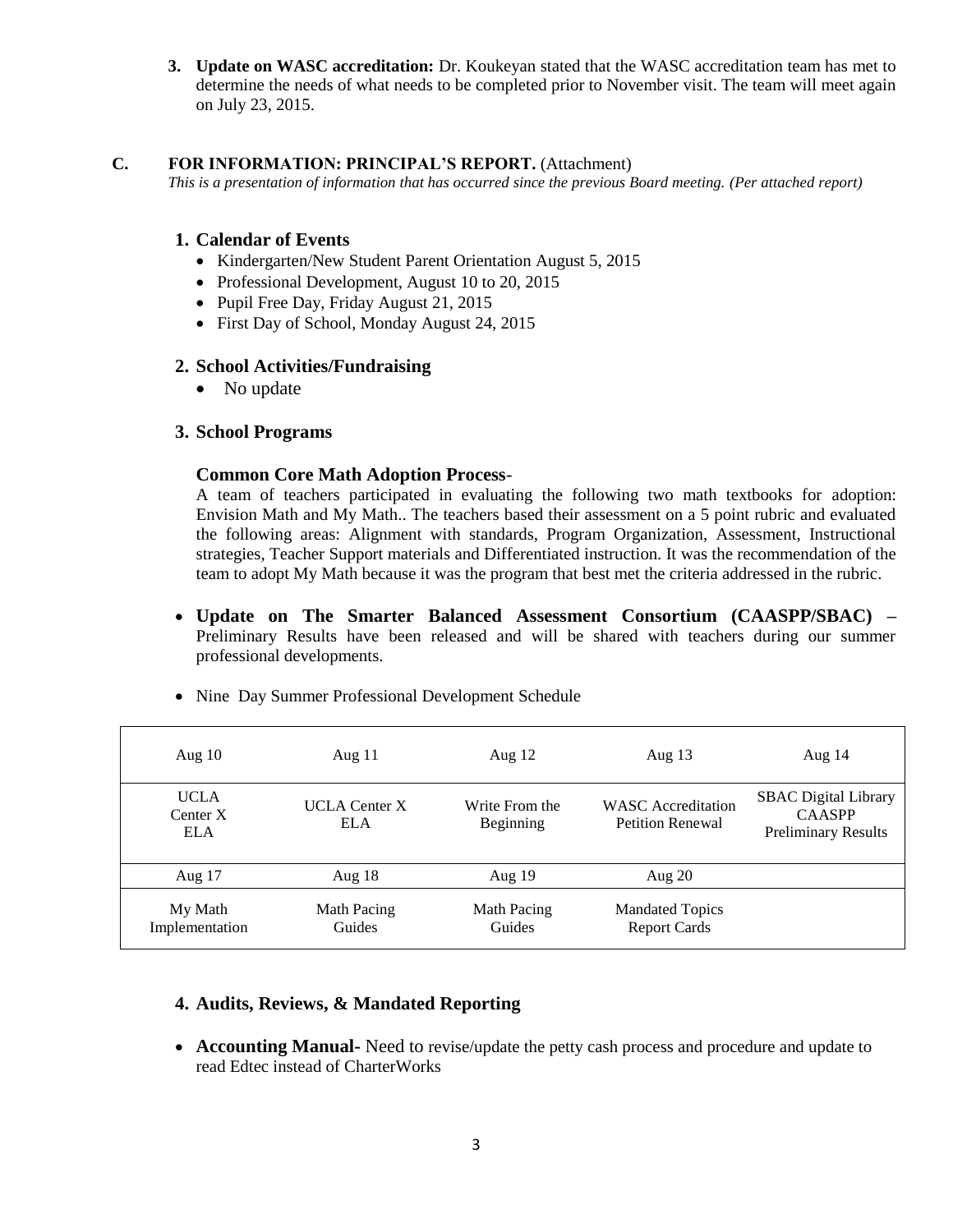3. **Update on WASC accreditation:** Dr. Koukeyan stated that the WASC accreditation team has met to determine the needs of what needs to be completed prior to November visit. The team will meet again on July 23, 2015.

## C. FOR INFORMATION: PRINCIPAL'S REPORT. (Attachment)

*This is a presentation of information that has occurred since the previous Board meeting. (Per attached report)*

### 1. Calendar of Events

- Kindergarten/New Student Parent Orientation August 5, 2015
- Professional Development, August 10 to 20, 2015
- Pupil Free Day, Friday August 21, 2015
- First Day of School, Monday August 24, 2015

### 2. School Activities/Fundraising

- No update

### 3. School Programs

**Common Core Math Adoption Process**-

A team of teachers participated in evaluating the following two math textbooks for adoption: Envision Math and My Math.. The teachers based their assessment on a 5 point rubric and evaluated the following areas: Alignment with standards, Program Organization, Assessment, Instructional strategies, Teacher Support materials and Differentiated instruction. It was the recommendation of the team to adopt My Math because it was the program that best met the criteria addressed in the rubric.

- **Update on The Smarter Balanced Assessment Consortium (CAASPP/SBAC) –** Preliminary Results have been released and will be shared with teachers during our summer professional developments.

- Nine Day Summer Professional Development Schedule

| Aug 10 | Aug 11 | Aug 12 | Aug 13 | Aug 14 |
|---|---|---|---|---|
| UCLA Center X ELA | UCLA Center X ELA | Write From the Beginning | WASC Accreditation Petition Renewal | SBAC Digital Library CAASPP Preliminary Results |
| Aug 17 | Aug 18 | Aug 19 | Aug 20 | |
| My Math Implementation | Math Pacing Guides | Math Pacing Guides | Mandated Topics Report Cards | |

### 4. Audits, Reviews, & Mandated Reporting

- **Accounting Manual-** Need to revise/update the petty cash process and procedure and update to read Edtec instead of CharterWorks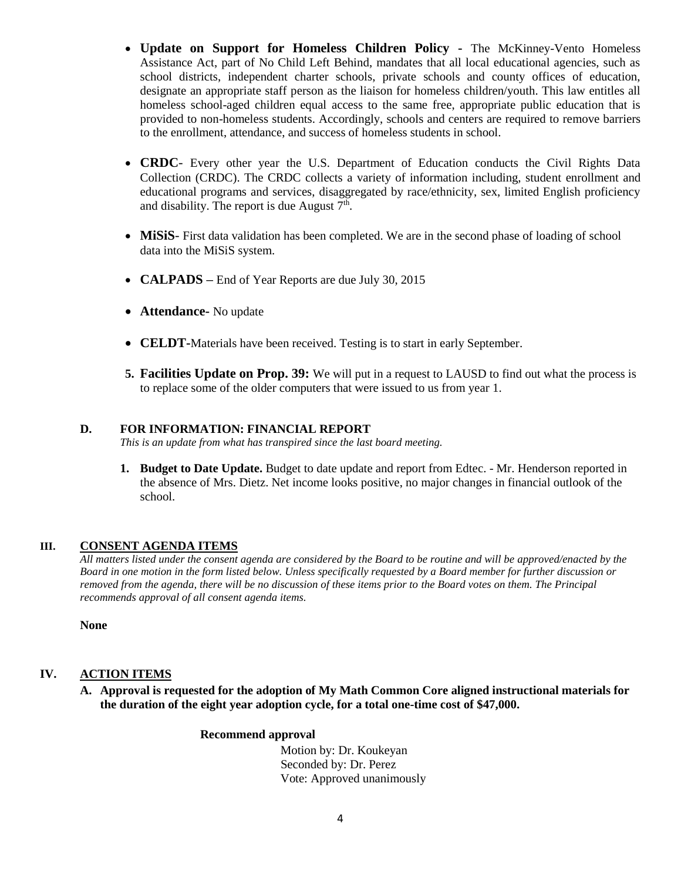- **Update on Support for Homeless Children Policy -** The McKinney-Vento Homeless Assistance Act, part of No Child Left Behind, mandates that all local educational agencies, such as school districts, independent charter schools, private schools and county offices of education, designate an appropriate staff person as the liaison for homeless children/youth. This law entitles all homeless school-aged children equal access to the same free, appropriate public education that is provided to non-homeless students. Accordingly, schools and centers are required to remove barriers to the enrollment, attendance, and success of homeless students in school.

- **CRDC**- Every other year the U.S. Department of Education conducts the Civil Rights Data Collection (CRDC). The CRDC collects a variety of information including, student enrollment and educational programs and services, disaggregated by race/ethnicity, sex, limited English proficiency and disability. The report is due August 7th.

- **MiSiS**- First data validation has been completed. We are in the second phase of loading of school data into the MiSiS system.

- **CALPADS –** End of Year Reports are due July 30, 2015

- **Attendance-** No update

- **CELDT-**Materials have been received. Testing is to start in early September.

5. **Facilities Update on Prop. 39:** We will put in a request to LAUSD to find out what the process is to replace some of the older computers that were issued to us from year 1.

### D. FOR INFORMATION: FINANCIAL REPORT

*This is an update from what has transpired since the last board meeting.*

1. **Budget to Date Update.** Budget to date update and report from Edtec. - Mr. Henderson reported in the absence of Mrs. Dietz. Net income looks positive, no major changes in financial outlook of the school.

## III. CONSENT AGENDA ITEMS

*All matters listed under the consent agenda are considered by the Board to be routine and will be approved/enacted by the Board in one motion in the form listed below. Unless specifically requested by a Board member for further discussion or removed from the agenda, there will be no discussion of these items prior to the Board votes on them. The Principal recommends approval of all consent agenda items.*

**None**

## IV. ACTION ITEMS

**A. Approval is requested for the adoption of My Math Common Core aligned instructional materials for the duration of the eight year adoption cycle, for a total one-time cost of $47,000.**

**Recommend approval**

Motion by: Dr. Koukeyan
Seconded by: Dr. Perez
Vote: Approved unanimously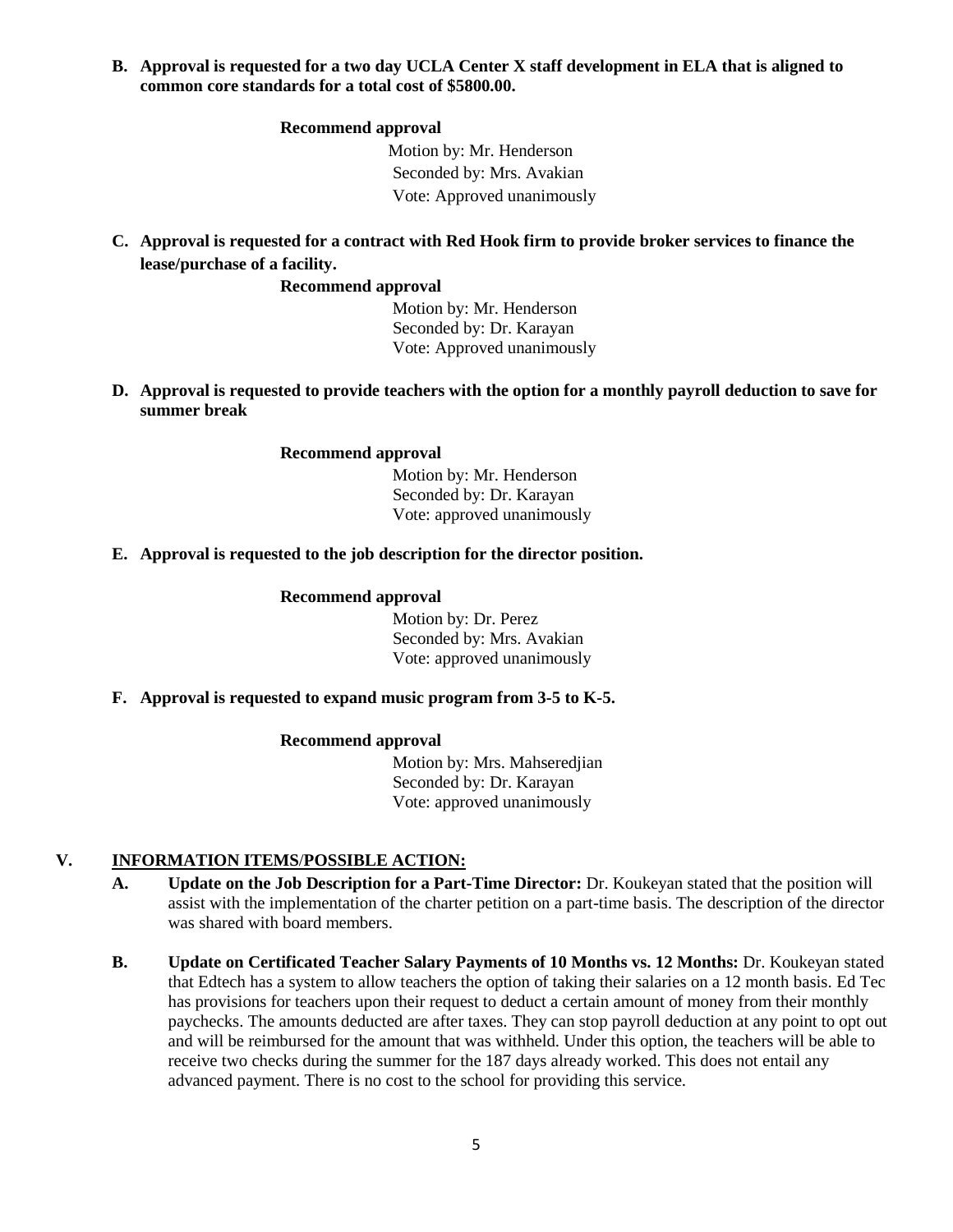**B. Approval is requested for a two day UCLA Center X staff development in ELA that is aligned to common core standards for a total cost of $5800.00.**

**Recommend approval**

Motion by: Mr. Henderson
Seconded by: Mrs. Avakian
Vote: Approved unanimously

**C. Approval is requested for a contract with Red Hook firm to provide broker services to finance the lease/purchase of a facility.**

**Recommend approval**

Motion by: Mr. Henderson
Seconded by: Dr. Karayan
Vote: Approved unanimously

**D. Approval is requested to provide teachers with the option for a monthly payroll deduction to save for summer break**

**Recommend approval**

Motion by: Mr. Henderson
Seconded by: Dr. Karayan
Vote: approved unanimously

**E. Approval is requested to the job description for the director position.**

**Recommend approval**

Motion by: Dr. Perez
Seconded by: Mrs. Avakian
Vote: approved unanimously

**F. Approval is requested to expand music program from 3-5 to K-5.**

**Recommend approval**

Motion by: Mrs. Mahseredjian
Seconded by: Dr. Karayan
Vote: approved unanimously

## V. INFORMATION ITEMS/POSSIBLE ACTION:

**A. Update on the Job Description for a Part-Time Director:** Dr. Koukeyan stated that the position will assist with the implementation of the charter petition on a part-time basis. The description of the director was shared with board members.

**B. Update on Certificated Teacher Salary Payments of 10 Months vs. 12 Months:** Dr. Koukeyan stated that Edtech has a system to allow teachers the option of taking their salaries on a 12 month basis. Ed Tec has provisions for teachers upon their request to deduct a certain amount of money from their monthly paychecks. The amounts deducted are after taxes. They can stop payroll deduction at any point to opt out and will be reimbursed for the amount that was withheld. Under this option, the teachers will be able to receive two checks during the summer for the 187 days already worked. This does not entail any advanced payment. There is no cost to the school for providing this service.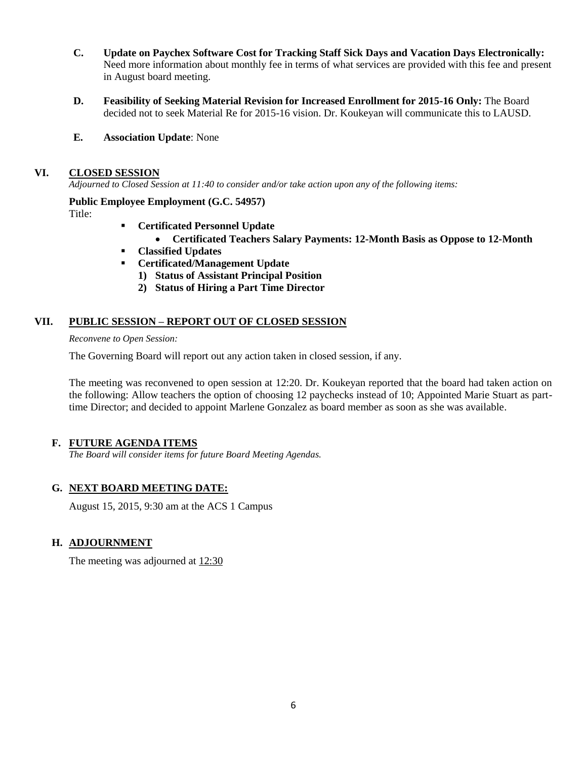**C. Update on Paychex Software Cost for Tracking Staff Sick Days and Vacation Days Electronically:** Need more information about monthly fee in terms of what services are provided with this fee and present in August board meeting.

**D. Feasibility of Seeking Material Revision for Increased Enrollment for 2015-16 Only:** The Board decided not to seek Material Re for 2015-16 vision. Dr. Koukeyan will communicate this to LAUSD.

**E. Association Update**: None

## VI. CLOSED SESSION

*Adjourned to Closed Session at 11:40 to consider and/or take action upon any of the following items:*

**Public Employee Employment (G.C. 54957)**

Title:

- **Certificated Personnel Update**
  - **Certificated Teachers Salary Payments: 12-Month Basis as Oppose to 12-Month**
- **Classified Updates**
- **Certificated/Management Update**
  1) **Status of Assistant Principal Position**
  2) **Status of Hiring a Part Time Director**

## VII. PUBLIC SESSION – REPORT OUT OF CLOSED SESSION

*Reconvene to Open Session:*

The Governing Board will report out any action taken in closed session, if any.

The meeting was reconvened to open session at 12:20. Dr. Koukeyan reported that the board had taken action on the following: Allow teachers the option of choosing 12 paychecks instead of 10; Appointed Marie Stuart as part-time Director; and decided to appoint Marlene Gonzalez as board member as soon as she was available.

### F. FUTURE AGENDA ITEMS

*The Board will consider items for future Board Meeting Agendas.*

### G. NEXT BOARD MEETING DATE:

August 15, 2015, 9:30 am at the ACS 1 Campus

### H. ADJOURNMENT

The meeting was adjourned at 12:30